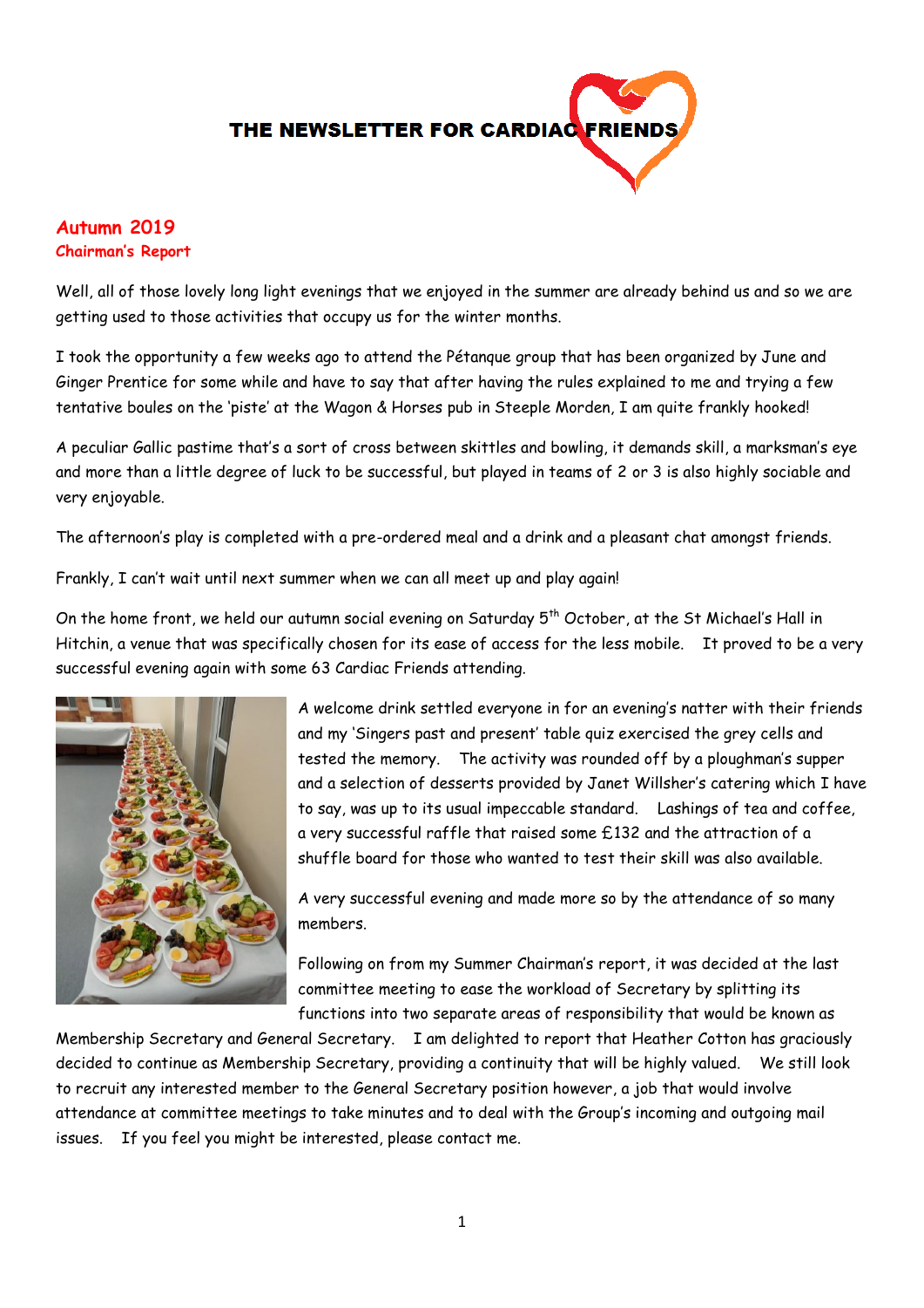# THE NEWSLETTER FOR CARDIAC FRIENDS

## Autumn 2019

### Chairman's Report

Well, all of those lovely long light evenings that we enjoyed in the summer are already behind us and so we are getting used to those activities that occupy us for the winter months.

I took the opportunity a few weeks ago to attend the Pétanque group that has been organized by June and Ginger Prentice for some while and have to say that after having the rules explained to me and trying a few tentative boules on the 'piste' at the Wagon & Horses pub in Steeple Morden, I am quite frankly hooked!

A peculiar Gallic pastime that's a sort of cross between skittles and bowling, it demands skill, a marksman's eye and more than a little degree of luck to be successful, but played in teams of 2 or 3 is also highly sociable and very enjoyable.

The afternoon's play is completed with a pre-ordered meal and a drink and a pleasant chat amongst friends.

Frankly, I can't wait until next summer when we can all meet up and play again!

On the home front, we held our autumn social evening on Saturday 5th October, at the St Michael's Hall in Hitchin, a venue that was specifically chosen for its ease of access for the less mobile. It proved to be a very successful evening again with some 63 Cardiac Friends attending.

A welcome drink settled everyone in for an evening's natter with their friends and my 'Singers past and present' table quiz exercised the grey cells and tested the memory. The activity was rounded off by a ploughman's supper and a selection of desserts provided by Janet Willsher's catering which I have to say, was up to its usual impeccable standard. Lashings of tea and coffee, a very successful raffle that raised some £132 and the attraction of a shuffle board for those who wanted to test their skill was also available.

A very successful evening and made more so by the attendance of so many members.

Following on from my Summer Chairman's report, it was decided at the last committee meeting to ease the workload of Secretary by splitting its functions into two separate areas of responsibility that would be known as Membership Secretary and General Secretary. I am delighted to report that Heather Cotton has graciously decided to continue as Membership Secretary, providing a continuity that will be highly valued. We still look to recruit any interested member to the General Secretary position however, a job that would involve attendance at committee meetings to take minutes and to deal with the Group's incoming and outgoing mail issues. If you feel you might be interested, please contact me.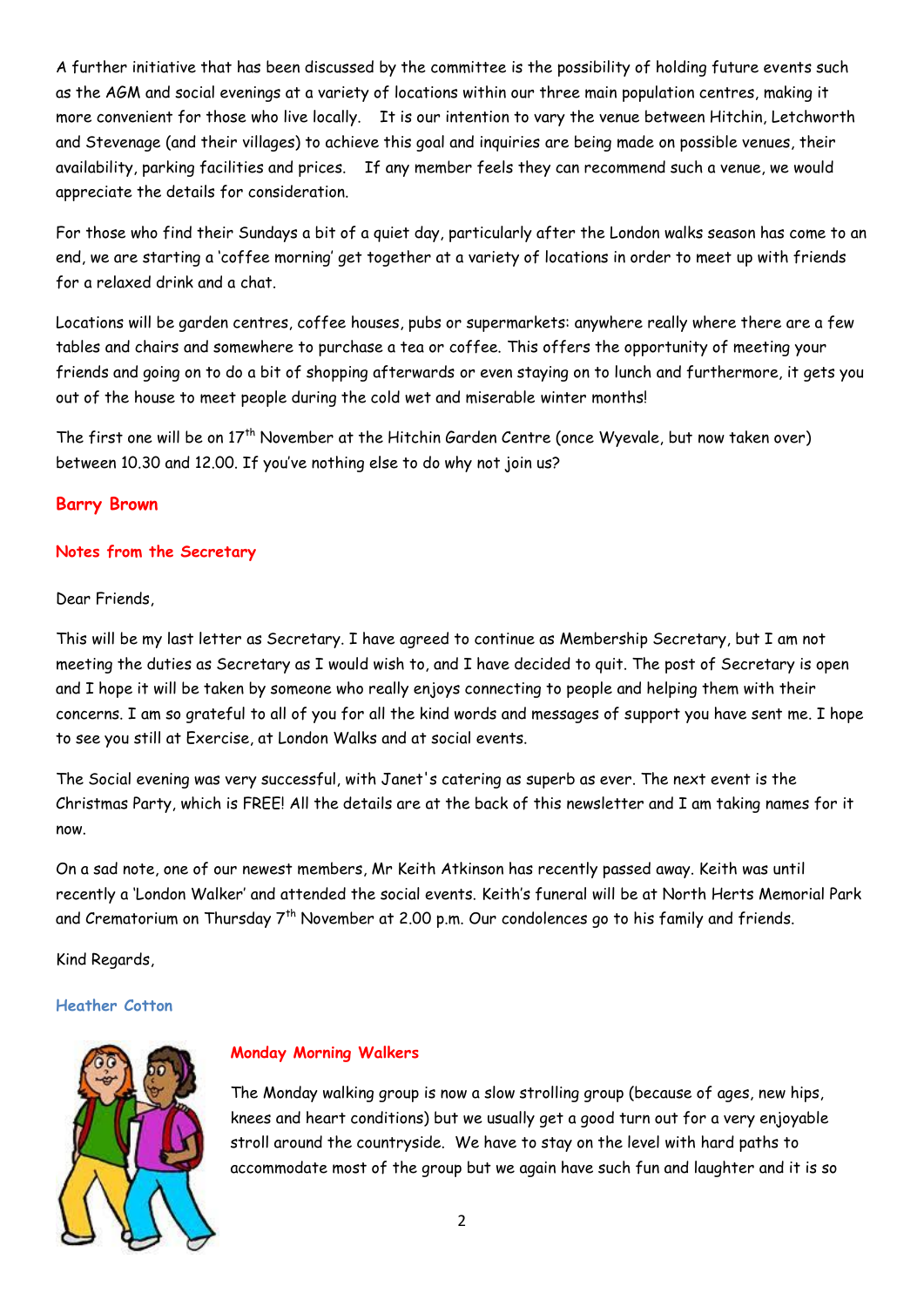A further initiative that has been discussed by the committee is the possibility of holding future events such as the AGM and social evenings at a variety of locations within our three main population centres, making it more convenient for those who live locally. It is our intention to vary the venue between Hitchin, Letchworth and Stevenage (and their villages) to achieve this goal and inquiries are being made on possible venues, their availability, parking facilities and prices. If any member feels they can recommend such a venue, we would appreciate the details for consideration.

For those who find their Sundays a bit of a quiet day, particularly after the London walks season has come to an end, we are starting a 'coffee morning' get together at a variety of locations in order to meet up with friends for a relaxed drink and a chat.

Locations will be garden centres, coffee houses, pubs or supermarkets: anywhere really where there are a few tables and chairs and somewhere to purchase a tea or coffee. This offers the opportunity of meeting your friends and going on to do a bit of shopping afterwards or even staying on to lunch and furthermore, it gets you out of the house to meet people during the cold wet and miserable winter months!

The first one will be on 17th November at the Hitchin Garden Centre (once Wyevale, but now taken over) between 10.30 and 12.00. If you've nothing else to do why not join us?

**Barry Brown**

## Notes from the Secretary

Dear Friends,

This will be my last letter as Secretary. I have agreed to continue as Membership Secretary, but I am not meeting the duties as Secretary as I would wish to, and I have decided to quit. The post of Secretary is open and I hope it will be taken by someone who really enjoys connecting to people and helping them with their concerns. I am so grateful to all of you for all the kind words and messages of support you have sent me. I hope to see you still at Exercise, at London Walks and at social events.

The Social evening was very successful, with Janet's catering as superb as ever. The next event is the Christmas Party, which is FREE! All the details are at the back of this newsletter and I am taking names for it now.

On a sad note, one of our newest members, Mr Keith Atkinson has recently passed away. Keith was until recently a 'London Walker' and attended the social events. Keith's funeral will be at North Herts Memorial Park and Crematorium on Thursday 7th November at 2.00 p.m. Our condolences go to his family and friends.

Kind Regards,

**Heather Cotton**

## Monday Morning Walkers

The Monday walking group is now a slow strolling group (because of ages, new hips, knees and heart conditions) but we usually get a good turn out for a very enjoyable stroll around the countryside. We have to stay on the level with hard paths to accommodate most of the group but we again have such fun and laughter and it is so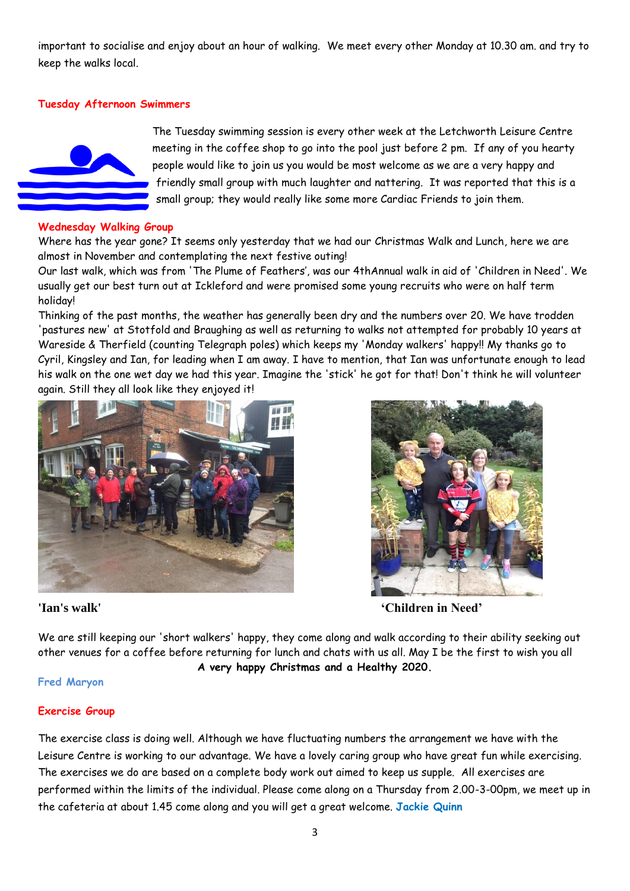important to socialise and enjoy about an hour of walking. We meet every other Monday at 10.30 am. and try to keep the walks local.

### Tuesday Afternoon Swimmers

The Tuesday swimming session is every other week at the Letchworth Leisure Centre meeting in the coffee shop to go into the pool just before 2 pm. If any of you hearty people would like to join us you would be most welcome as we are a very happy and friendly small group with much laughter and nattering. It was reported that this is a small group; they would really like some more Cardiac Friends to join them.

### Wednesday Walking Group

Where has the year gone? It seems only yesterday that we had our Christmas Walk and Lunch, here we are almost in November and contemplating the next festive outing!

Our last walk, which was from 'The Plume of Feathers', was our 4thAnnual walk in aid of 'Children in Need'. We usually get our best turn out at Ickleford and were promised some young recruits who were on half term holiday!

Thinking of the past months, the weather has generally been dry and the numbers over 20. We have trodden 'pastures new' at Stotfold and Braughing as well as returning to walks not attempted for probably 10 years at Wareside & Therfield (counting Telegraph poles) which keeps my 'Monday walkers' happy!! My thanks go to Cyril, Kingsley and Ian, for leading when I am away. I have to mention, that Ian was unfortunate enough to lead his walk on the one wet day we had this year. Imagine the 'stick' he got for that! Don't think he will volunteer again. Still they all look like they enjoyed it!

**'Ian's walk'**

**'Children in Need'**

We are still keeping our 'short walkers' happy, they come along and walk according to their ability seeking out other venues for a coffee before returning for lunch and chats with us all. May I be the first to wish you all

**A very happy Christmas and a Healthy 2020.**

**Fred Maryon**

### Exercise Group

The exercise class is doing well. Although we have fluctuating numbers the arrangement we have with the Leisure Centre is working to our advantage. We have a lovely caring group who have great fun while exercising. The exercises we do are based on a complete body work out aimed to keep us supple. All exercises are performed within the limits of the individual. Please come along on a Thursday from 2.00-3-00pm, we meet up in the cafeteria at about 1.45 come along and you will get a great welcome. **Jackie Quinn**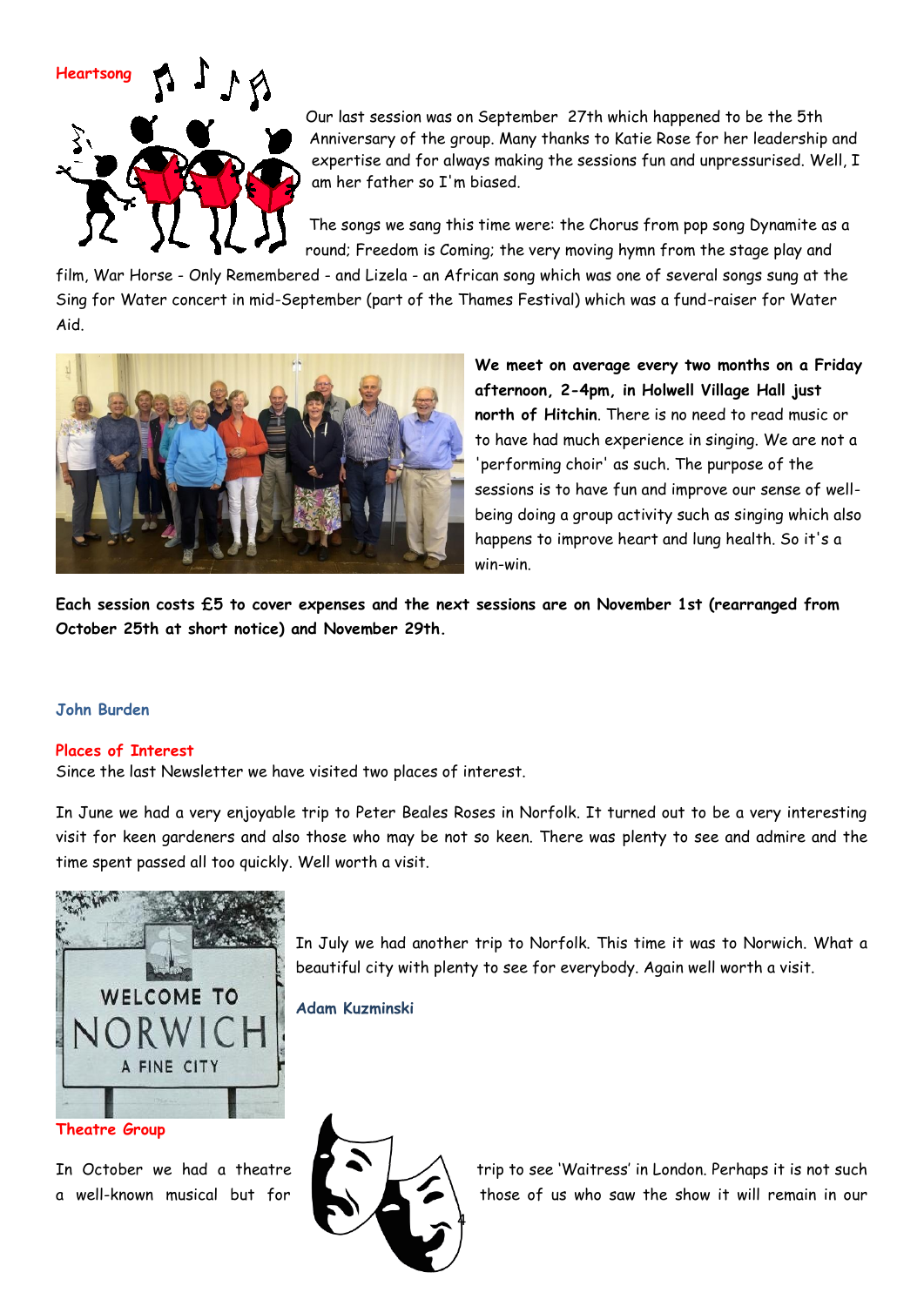## Heartsong

Our last session was on September 27th which happened to be the 5th Anniversary of the group. Many thanks to Katie Rose for her leadership and expertise and for always making the sessions fun and unpressurised. Well, I am her father so I'm biased.

The songs we sang this time were: the Chorus from pop song Dynamite as a round; Freedom is Coming; the very moving hymn from the stage play and film, War Horse - Only Remembered - and Lizela - an African song which was one of several songs sung at the Sing for Water concert in mid-September (part of the Thames Festival) which was a fund-raiser for Water Aid.

**We meet on average every two months on a Friday afternoon, 2-4pm, in Holwell Village Hall just north of Hitchin**. There is no need to read music or to have had much experience in singing. We are not a 'performing choir' as such. The purpose of the sessions is to have fun and improve our sense of well-being doing a group activity such as singing which also happens to improve heart and lung health. So it's a win-win.

**Each session costs £5 to cover expenses and the next sessions are on November 1st (rearranged from October 25th at short notice) and November 29th.**

**John Burden**

## Places of Interest

Since the last Newsletter we have visited two places of interest.

In June we had a very enjoyable trip to Peter Beales Roses in Norfolk. It turned out to be a very interesting visit for keen gardeners and also those who may be not so keen. There was plenty to see and admire and the time spent passed all too quickly. Well worth a visit.

In July we had another trip to Norfolk. This time it was to Norwich. What a beautiful city with plenty to see for everybody. Again well worth a visit.

**Adam Kuzminski**

## Theatre Group

In October we had a theatre trip to see 'Waitress' in London. Perhaps it is not such a well-known musical but for those of us who saw the show it will remain in our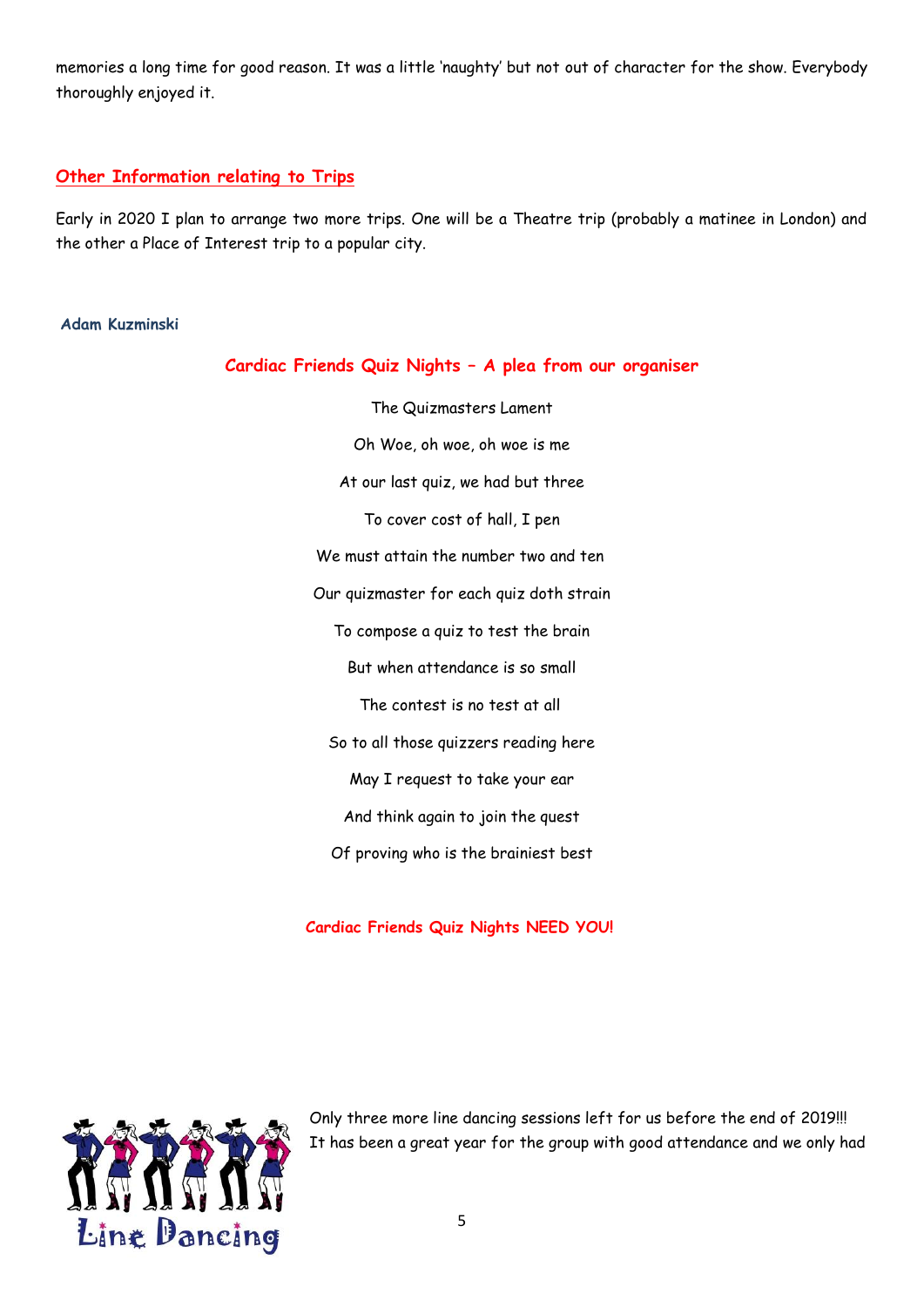memories a long time for good reason. It was a little 'naughty' but not out of character for the show. Everybody thoroughly enjoyed it.

## Other Information relating to Trips

Early in 2020 I plan to arrange two more trips. One will be a Theatre trip (probably a matinee in London) and the other a Place of Interest trip to a popular city.

**Adam Kuzminski**

## Cardiac Friends Quiz Nights – A plea from our organiser

The Quizmasters Lament

Oh Woe, oh woe, oh woe is me

At our last quiz, we had but three

To cover cost of hall, I pen

We must attain the number two and ten

Our quizmaster for each quiz doth strain

To compose a quiz to test the brain

But when attendance is so small

The contest is no test at all

So to all those quizzers reading here

May I request to take your ear

And think again to join the quest

Of proving who is the brainiest best

**Cardiac Friends Quiz Nights NEED YOU!**

Line Dancing

Only three more line dancing sessions left for us before the end of 2019!!! It has been a great year for the group with good attendance and we only had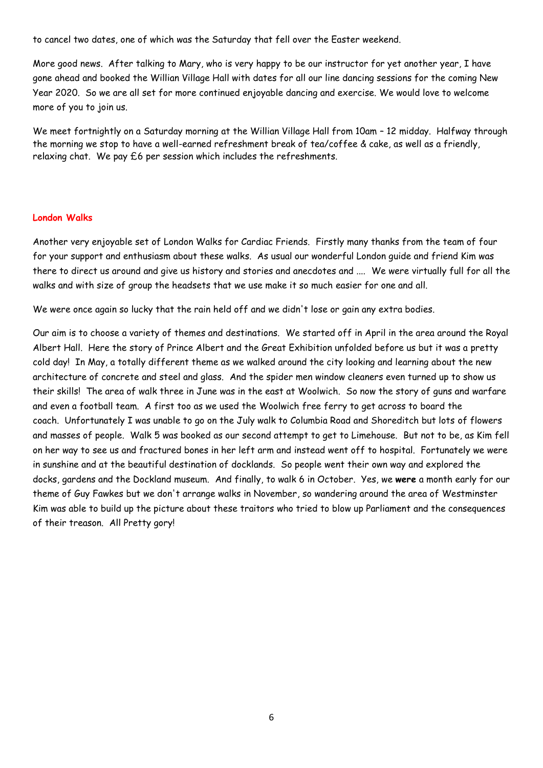to cancel two dates, one of which was the Saturday that fell over the Easter weekend.

More good news. After talking to Mary, who is very happy to be our instructor for yet another year, I have gone ahead and booked the Willian Village Hall with dates for all our line dancing sessions for the coming New Year 2020. So we are all set for more continued enjoyable dancing and exercise. We would love to welcome more of you to join us.

We meet fortnightly on a Saturday morning at the Willian Village Hall from 10am – 12 midday. Halfway through the morning we stop to have a well-earned refreshment break of tea/coffee & cake, as well as a friendly, relaxing chat. We pay £6 per session which includes the refreshments.

## London Walks

Another very enjoyable set of London Walks for Cardiac Friends. Firstly many thanks from the team of four for your support and enthusiasm about these walks. As usual our wonderful London guide and friend Kim was there to direct us around and give us history and stories and anecdotes and .... We were virtually full for all the walks and with size of group the headsets that we use make it so much easier for one and all.

We were once again so lucky that the rain held off and we didn't lose or gain any extra bodies.

Our aim is to choose a variety of themes and destinations. We started off in April in the area around the Royal Albert Hall. Here the story of Prince Albert and the Great Exhibition unfolded before us but it was a pretty cold day! In May, a totally different theme as we walked around the city looking and learning about the new architecture of concrete and steel and glass. And the spider men window cleaners even turned up to show us their skills! The area of walk three in June was in the east at Woolwich. So now the story of guns and warfare and even a football team. A first too as we used the Woolwich free ferry to get across to board the coach. Unfortunately I was unable to go on the July walk to Columbia Road and Shoreditch but lots of flowers and masses of people. Walk 5 was booked as our second attempt to get to Limehouse. But not to be, as Kim fell on her way to see us and fractured bones in her left arm and instead went off to hospital. Fortunately we were in sunshine and at the beautiful destination of docklands. So people went their own way and explored the docks, gardens and the Dockland museum. And finally, to walk 6 in October. Yes, we **were** a month early for our theme of Guy Fawkes but we don't arrange walks in November, so wandering around the area of Westminster Kim was able to build up the picture about these traitors who tried to blow up Parliament and the consequences of their treason. All Pretty gory!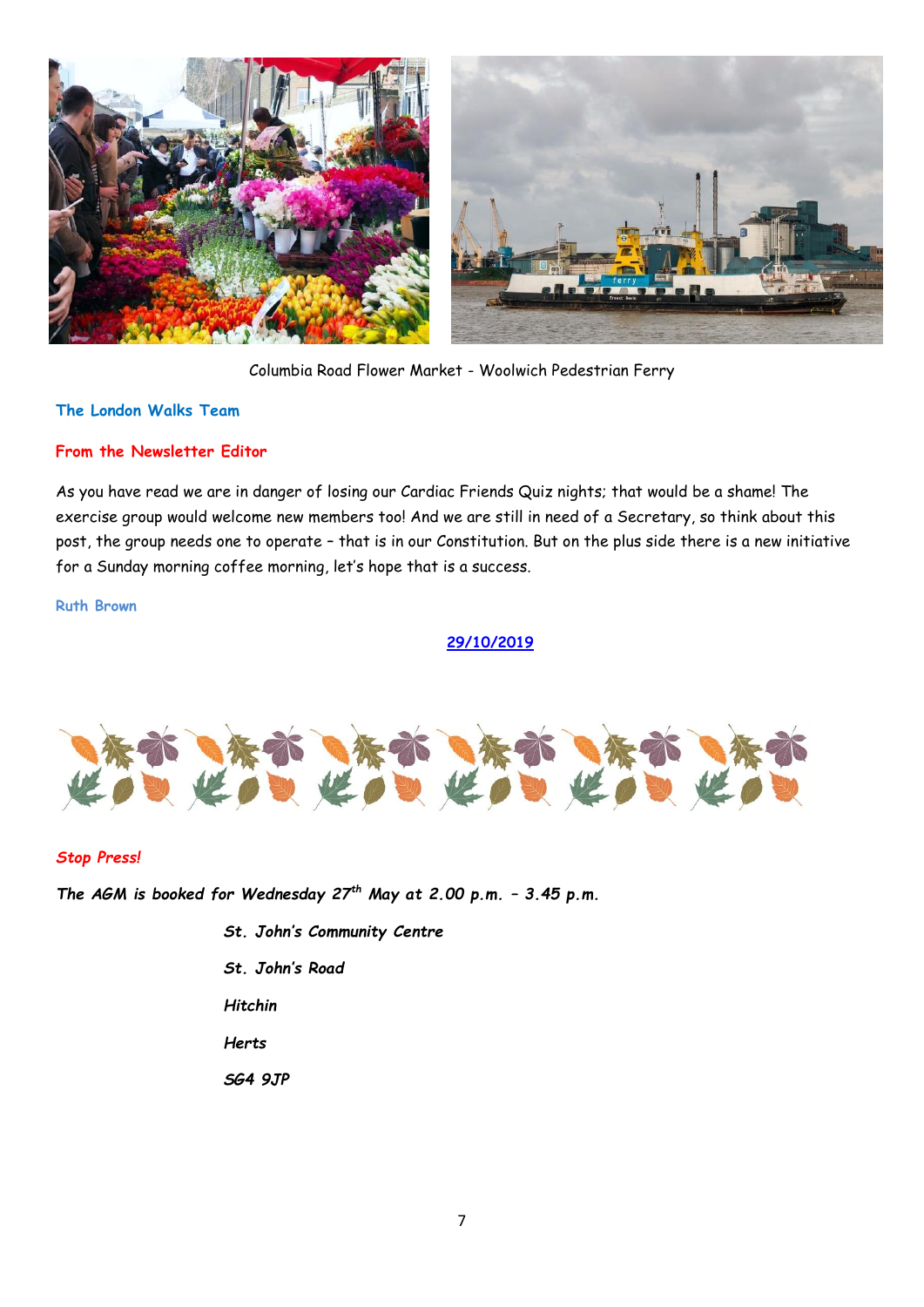Columbia Road Flower Market - Woolwich Pedestrian Ferry

**The London Walks Team**

**From the Newsletter Editor**

As you have read we are in danger of losing our Cardiac Friends Quiz nights; that would be a shame! The exercise group would welcome new members too! And we are still in need of a Secretary, so think about this post, the group needs one to operate – that is in our Constitution. But on the plus side there is a new initiative for a Sunday morning coffee morning, let's hope that is a success.

**Ruth Brown**

29/10/2019

***Stop Press!***

***The AGM is booked for Wednesday 27th May at 2.00 p.m. – 3.45 p.m.***

***St. John's Community Centre***

***St. John's Road***

***Hitchin***

***Herts***

***SG4 9JP***